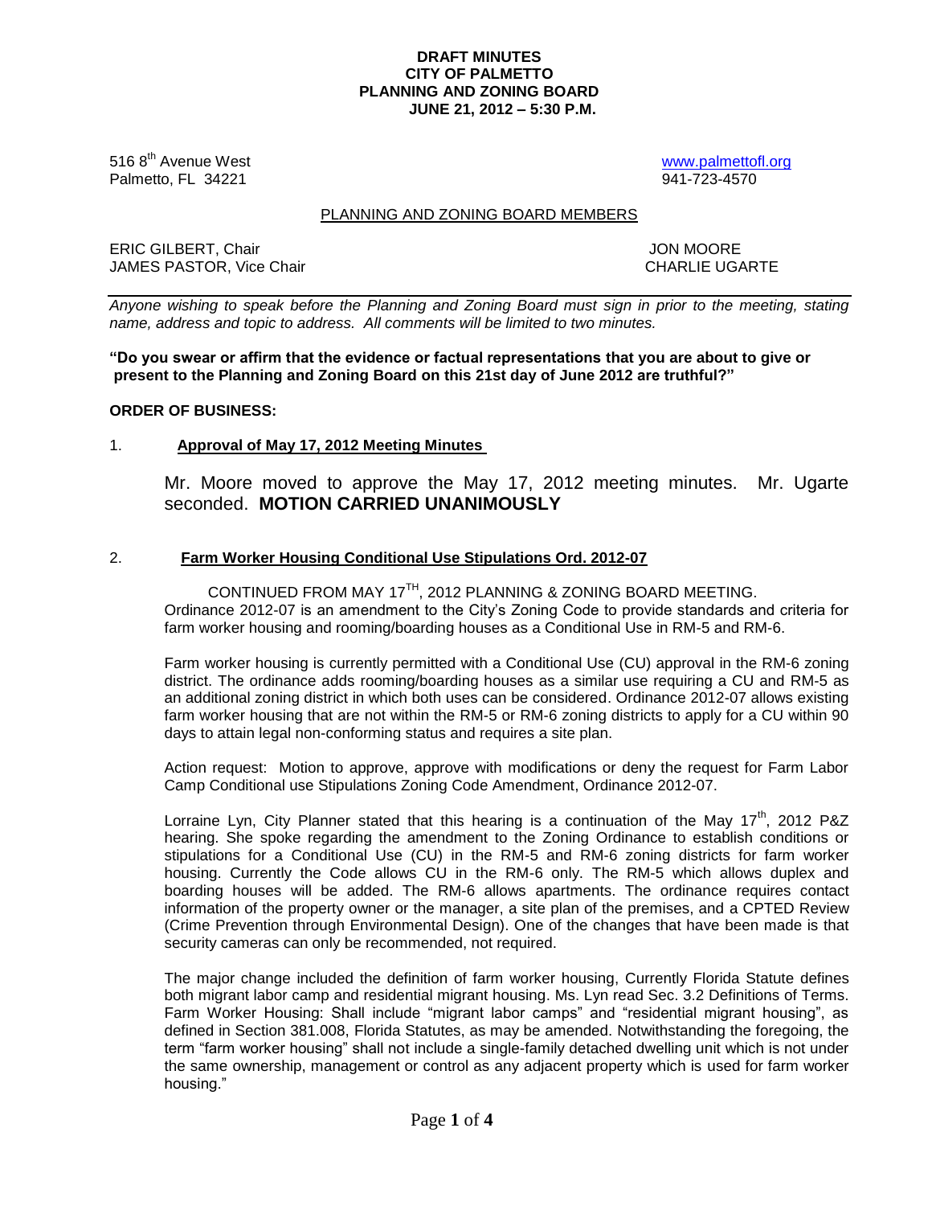**DRAFT MINUTES**
**CITY OF PALMETTO**
**PLANNING AND ZONING BOARD**
**JUNE 21, 2012 – 5:30 P.M.**

516 8th Avenue West
Palmetto, FL 34221

www.palmettofl.org
941-723-4570

PLANNING AND ZONING BOARD MEMBERS

ERIC GILBERT, Chair
JAMES PASTOR, Vice Chair

JON MOORE
CHARLIE UGARTE

*Anyone wishing to speak before the Planning and Zoning Board must sign in prior to the meeting, stating name, address and topic to address. All comments will be limited to two minutes.*

**"Do you swear or affirm that the evidence or factual representations that you are about to give or present to the Planning and Zoning Board on this 21st day of June 2012 are truthful?"**

**ORDER OF BUSINESS:**

1. **Approval of May 17, 2012 Meeting Minutes**

Mr. Moore moved to approve the May 17, 2012 meeting minutes. Mr. Ugarte seconded. **MOTION CARRIED UNANIMOUSLY**

2. **Farm Worker Housing Conditional Use Stipulations Ord. 2012-07**

CONTINUED FROM MAY 17TH, 2012 PLANNING & ZONING BOARD MEETING.
Ordinance 2012-07 is an amendment to the City's Zoning Code to provide standards and criteria for farm worker housing and rooming/boarding houses as a Conditional Use in RM-5 and RM-6.

Farm worker housing is currently permitted with a Conditional Use (CU) approval in the RM-6 zoning district. The ordinance adds rooming/boarding houses as a similar use requiring a CU and RM-5 as an additional zoning district in which both uses can be considered. Ordinance 2012-07 allows existing farm worker housing that are not within the RM-5 or RM-6 zoning districts to apply for a CU within 90 days to attain legal non-conforming status and requires a site plan.

Action request: Motion to approve, approve with modifications or deny the request for Farm Labor Camp Conditional use Stipulations Zoning Code Amendment, Ordinance 2012-07.

Lorraine Lyn, City Planner stated that this hearing is a continuation of the May 17th, 2012 P&Z hearing. She spoke regarding the amendment to the Zoning Ordinance to establish conditions or stipulations for a Conditional Use (CU) in the RM-5 and RM-6 zoning districts for farm worker housing. Currently the Code allows CU in the RM-6 only. The RM-5 which allows duplex and boarding houses will be added. The RM-6 allows apartments. The ordinance requires contact information of the property owner or the manager, a site plan of the premises, and a CPTED Review (Crime Prevention through Environmental Design). One of the changes that have been made is that security cameras can only be recommended, not required.

The major change included the definition of farm worker housing, Currently Florida Statute defines both migrant labor camp and residential migrant housing. Ms. Lyn read Sec. 3.2 Definitions of Terms. Farm Worker Housing: Shall include "migrant labor camps" and "residential migrant housing", as defined in Section 381.008, Florida Statutes, as may be amended. Notwithstanding the foregoing, the term "farm worker housing" shall not include a single-family detached dwelling unit which is not under the same ownership, management or control as any adjacent property which is used for farm worker housing."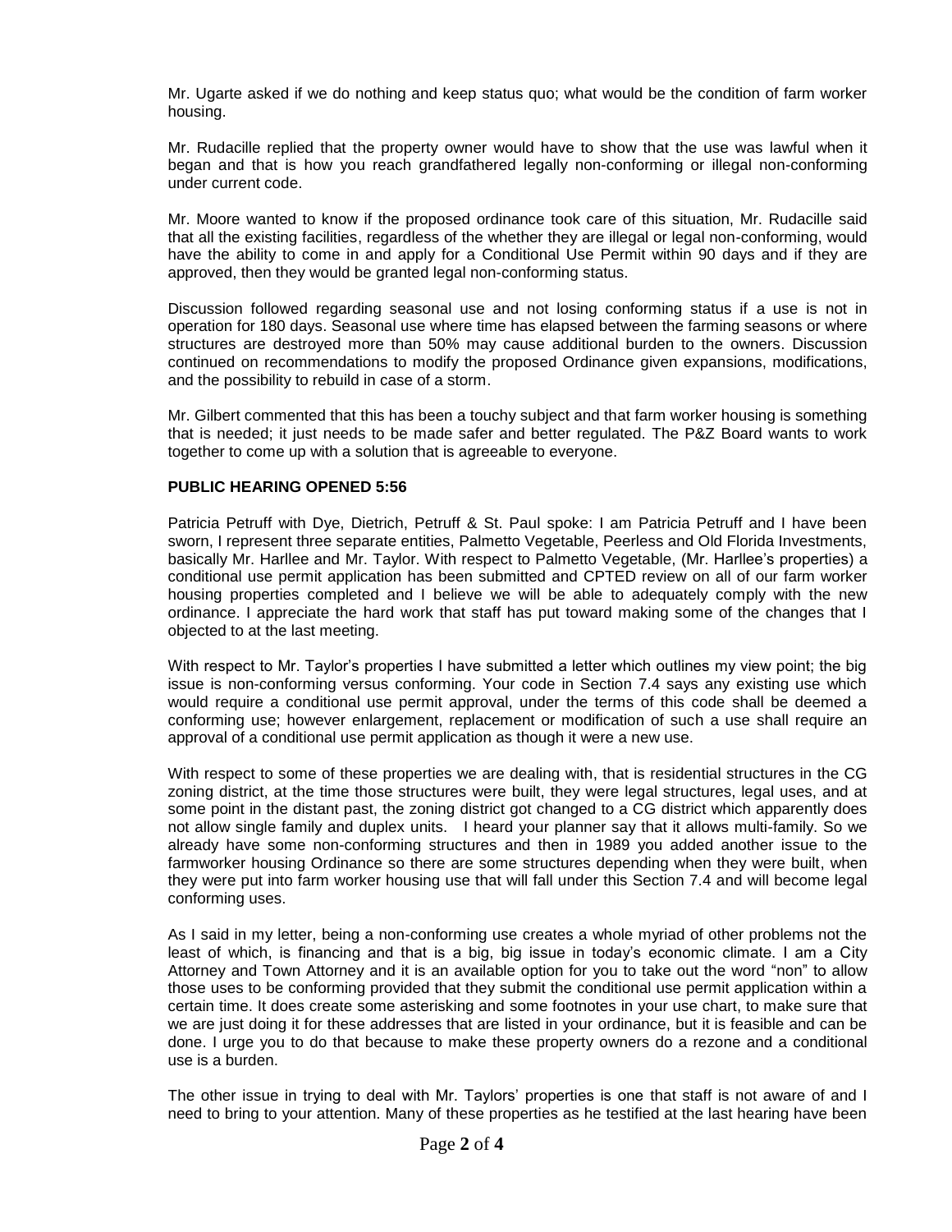Mr. Ugarte asked if we do nothing and keep status quo; what would be the condition of farm worker housing.

Mr. Rudacille replied that the property owner would have to show that the use was lawful when it began and that is how you reach grandfathered legally non-conforming or illegal non-conforming under current code.

Mr. Moore wanted to know if the proposed ordinance took care of this situation, Mr. Rudacille said that all the existing facilities, regardless of the whether they are illegal or legal non-conforming, would have the ability to come in and apply for a Conditional Use Permit within 90 days and if they are approved, then they would be granted legal non-conforming status.

Discussion followed regarding seasonal use and not losing conforming status if a use is not in operation for 180 days. Seasonal use where time has elapsed between the farming seasons or where structures are destroyed more than 50% may cause additional burden to the owners. Discussion continued on recommendations to modify the proposed Ordinance given expansions, modifications, and the possibility to rebuild in case of a storm.

Mr. Gilbert commented that this has been a touchy subject and that farm worker housing is something that is needed; it just needs to be made safer and better regulated. The P&Z Board wants to work together to come up with a solution that is agreeable to everyone.

**PUBLIC HEARING OPENED 5:56**

Patricia Petruff with Dye, Dietrich, Petruff & St. Paul spoke: I am Patricia Petruff and I have been sworn, I represent three separate entities, Palmetto Vegetable, Peerless and Old Florida Investments, basically Mr. Harllee and Mr. Taylor. With respect to Palmetto Vegetable, (Mr. Harllee's properties) a conditional use permit application has been submitted and CPTED review on all of our farm worker housing properties completed and I believe we will be able to adequately comply with the new ordinance. I appreciate the hard work that staff has put toward making some of the changes that I objected to at the last meeting.

With respect to Mr. Taylor's properties I have submitted a letter which outlines my view point; the big issue is non-conforming versus conforming. Your code in Section 7.4 says any existing use which would require a conditional use permit approval, under the terms of this code shall be deemed a conforming use; however enlargement, replacement or modification of such a use shall require an approval of a conditional use permit application as though it were a new use.

With respect to some of these properties we are dealing with, that is residential structures in the CG zoning district, at the time those structures were built, they were legal structures, legal uses, and at some point in the distant past, the zoning district got changed to a CG district which apparently does not allow single family and duplex units. I heard your planner say that it allows multi-family. So we already have some non-conforming structures and then in 1989 you added another issue to the farmworker housing Ordinance so there are some structures depending when they were built, when they were put into farm worker housing use that will fall under this Section 7.4 and will become legal conforming uses.

As I said in my letter, being a non-conforming use creates a whole myriad of other problems not the least of which, is financing and that is a big, big issue in today's economic climate. I am a City Attorney and Town Attorney and it is an available option for you to take out the word "non" to allow those uses to be conforming provided that they submit the conditional use permit application within a certain time. It does create some asterisking and some footnotes in your use chart, to make sure that we are just doing it for these addresses that are listed in your ordinance, but it is feasible and can be done. I urge you to do that because to make these property owners do a rezone and a conditional use is a burden.

The other issue in trying to deal with Mr. Taylors' properties is one that staff is not aware of and I need to bring to your attention. Many of these properties as he testified at the last hearing have been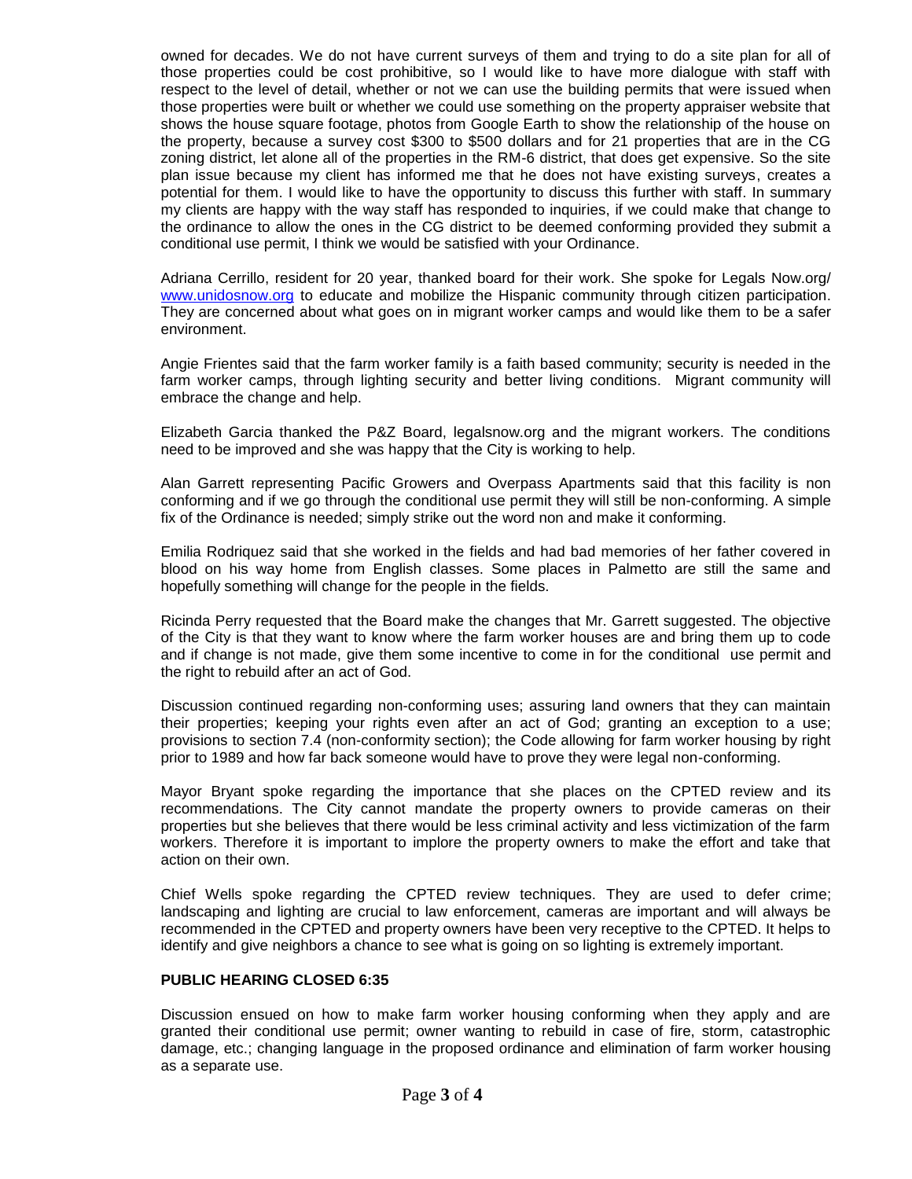owned for decades. We do not have current surveys of them and trying to do a site plan for all of those properties could be cost prohibitive, so I would like to have more dialogue with staff with respect to the level of detail, whether or not we can use the building permits that were issued when those properties were built or whether we could use something on the property appraiser website that shows the house square footage, photos from Google Earth to show the relationship of the house on the property, because a survey cost $300 to $500 dollars and for 21 properties that are in the CG zoning district, let alone all of the properties in the RM-6 district, that does get expensive. So the site plan issue because my client has informed me that he does not have existing surveys, creates a potential for them. I would like to have the opportunity to discuss this further with staff. In summary my clients are happy with the way staff has responded to inquiries, if we could make that change to the ordinance to allow the ones in the CG district to be deemed conforming provided they submit a conditional use permit, I think we would be satisfied with your Ordinance.

Adriana Cerrillo, resident for 20 year, thanked board for their work. She spoke for Legals Now.org/ [www.unidosnow.org](http://www.unidosnow.org) to educate and mobilize the Hispanic community through citizen participation. They are concerned about what goes on in migrant worker camps and would like them to be a safer environment.

Angie Frientes said that the farm worker family is a faith based community; security is needed in the farm worker camps, through lighting security and better living conditions. Migrant community will embrace the change and help.

Elizabeth Garcia thanked the P&Z Board, legalsnow.org and the migrant workers. The conditions need to be improved and she was happy that the City is working to help.

Alan Garrett representing Pacific Growers and Overpass Apartments said that this facility is non conforming and if we go through the conditional use permit they will still be non-conforming. A simple fix of the Ordinance is needed; simply strike out the word non and make it conforming.

Emilia Rodriquez said that she worked in the fields and had bad memories of her father covered in blood on his way home from English classes. Some places in Palmetto are still the same and hopefully something will change for the people in the fields.

Ricinda Perry requested that the Board make the changes that Mr. Garrett suggested. The objective of the City is that they want to know where the farm worker houses are and bring them up to code and if change is not made, give them some incentive to come in for the conditional use permit and the right to rebuild after an act of God.

Discussion continued regarding non-conforming uses; assuring land owners that they can maintain their properties; keeping your rights even after an act of God; granting an exception to a use; provisions to section 7.4 (non-conformity section); the Code allowing for farm worker housing by right prior to 1989 and how far back someone would have to prove they were legal non-conforming.

Mayor Bryant spoke regarding the importance that she places on the CPTED review and its recommendations. The City cannot mandate the property owners to provide cameras on their properties but she believes that there would be less criminal activity and less victimization of the farm workers. Therefore it is important to implore the property owners to make the effort and take that action on their own.

Chief Wells spoke regarding the CPTED review techniques. They are used to defer crime; landscaping and lighting are crucial to law enforcement, cameras are important and will always be recommended in the CPTED and property owners have been very receptive to the CPTED. It helps to identify and give neighbors a chance to see what is going on so lighting is extremely important.

**PUBLIC HEARING CLOSED 6:35**

Discussion ensued on how to make farm worker housing conforming when they apply and are granted their conditional use permit; owner wanting to rebuild in case of fire, storm, catastrophic damage, etc.; changing language in the proposed ordinance and elimination of farm worker housing as a separate use.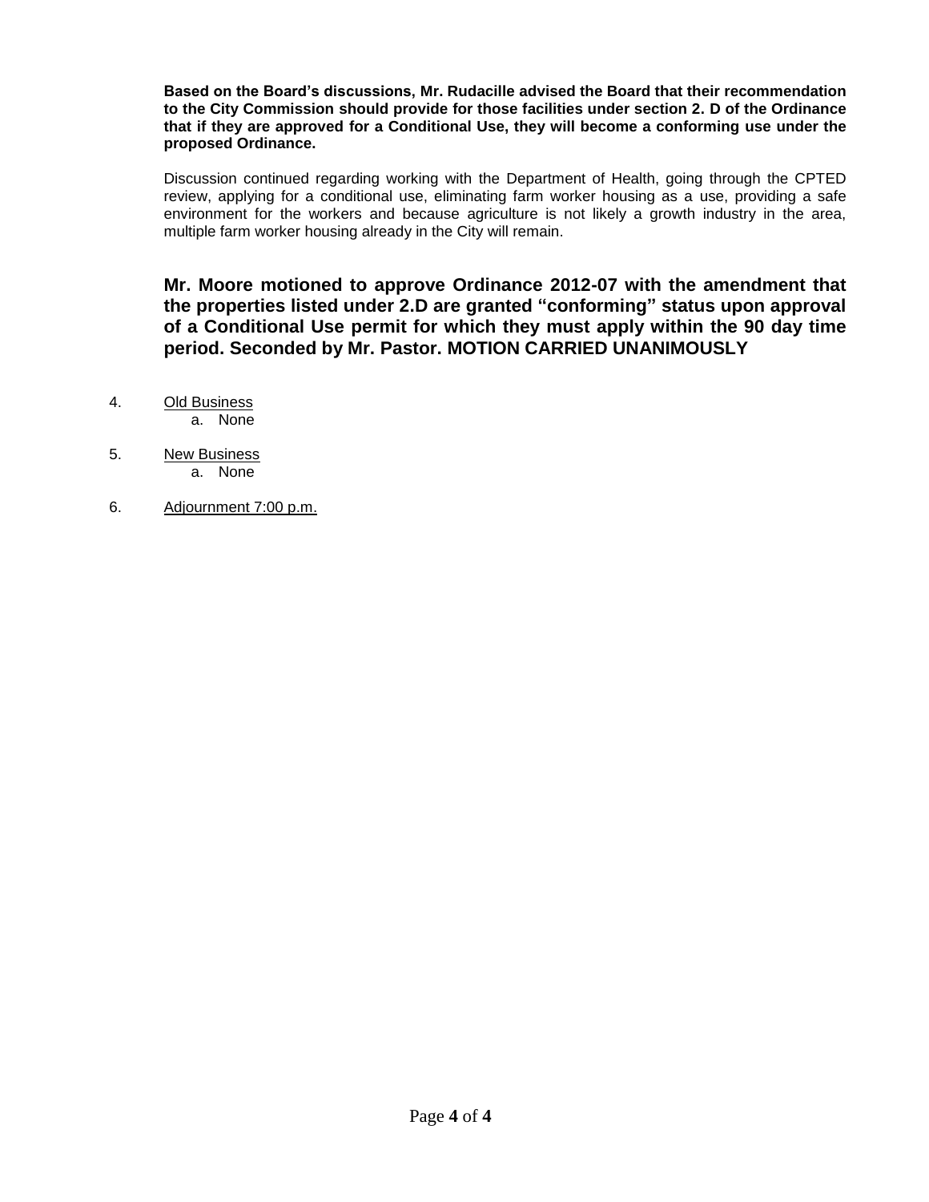**Based on the Board's discussions, Mr. Rudacille advised the Board that their recommendation to the City Commission should provide for those facilities under section 2. D of the Ordinance that if they are approved for a Conditional Use, they will become a conforming use under the proposed Ordinance.**

Discussion continued regarding working with the Department of Health, going through the CPTED review, applying for a conditional use, eliminating farm worker housing as a use, providing a safe environment for the workers and because agriculture is not likely a growth industry in the area, multiple farm worker housing already in the City will remain.

**Mr. Moore motioned to approve Ordinance 2012-07 with the amendment that the properties listed under 2.D are granted "conforming" status upon approval of a Conditional Use permit for which they must apply within the 90 day time period. Seconded by Mr. Pastor. MOTION CARRIED UNANIMOUSLY**

4. Old Business
   a. None

5. New Business
   a. None

6. Adjournment 7:00 p.m.